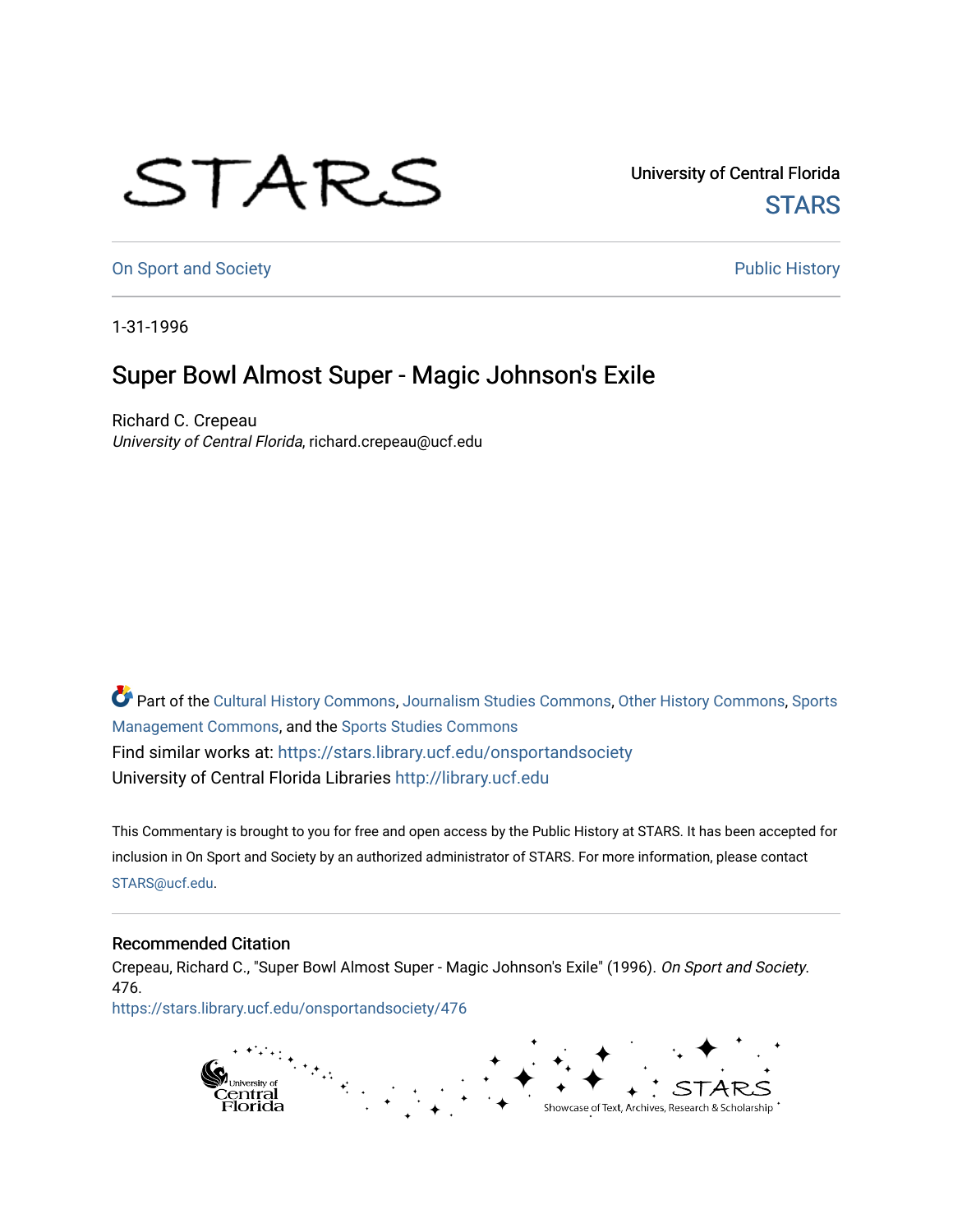STARS

University of Central Florida

STARS

On Sport and Society

Public History

1-31-1996

# Super Bowl Almost Super - Magic Johnson's Exile

Richard C. Crepeau

*University of Central Florida*, richard.crepeau@ucf.edu

Part of the Cultural History Commons, Journalism Studies Commons, Other History Commons, Sports Management Commons, and the Sports Studies Commons

Find similar works at: https://stars.library.ucf.edu/onsportandsociety

University of Central Florida Libraries http://library.ucf.edu

This Commentary is brought to you for free and open access by the Public History at STARS. It has been accepted for inclusion in On Sport and Society by an authorized administrator of STARS. For more information, please contact STARS@ucf.edu.

## Recommended Citation

Crepeau, Richard C., "Super Bowl Almost Super - Magic Johnson's Exile" (1996). *On Sport and Society*. 476.

https://stars.library.ucf.edu/onsportandsociety/476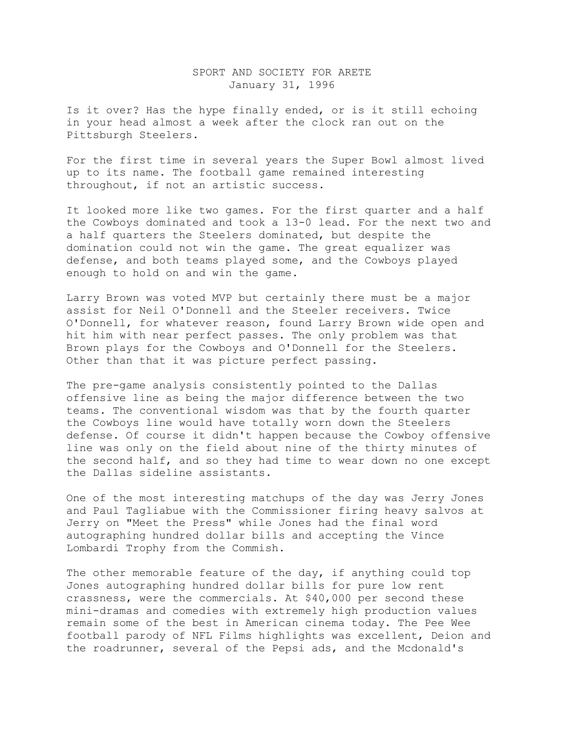SPORT AND SOCIETY FOR ARETE
January 31, 1996

Is it over? Has the hype finally ended, or is it still echoing in your head almost a week after the clock ran out on the Pittsburgh Steelers.

For the first time in several years the Super Bowl almost lived up to its name. The football game remained interesting throughout, if not an artistic success.

It looked more like two games. For the first quarter and a half the Cowboys dominated and took a 13-0 lead. For the next two and a half quarters the Steelers dominated, but despite the domination could not win the game. The great equalizer was defense, and both teams played some, and the Cowboys played enough to hold on and win the game.

Larry Brown was voted MVP but certainly there must be a major assist for Neil O'Donnell and the Steeler receivers. Twice O'Donnell, for whatever reason, found Larry Brown wide open and hit him with near perfect passes. The only problem was that Brown plays for the Cowboys and O'Donnell for the Steelers. Other than that it was picture perfect passing.

The pre-game analysis consistently pointed to the Dallas offensive line as being the major difference between the two teams. The conventional wisdom was that by the fourth quarter the Cowboys line would have totally worn down the Steelers defense. Of course it didn't happen because the Cowboy offensive line was only on the field about nine of the thirty minutes of the second half, and so they had time to wear down no one except the Dallas sideline assistants.

One of the most interesting matchups of the day was Jerry Jones and Paul Tagliabue with the Commissioner firing heavy salvos at Jerry on "Meet the Press" while Jones had the final word autographing hundred dollar bills and accepting the Vince Lombardi Trophy from the Commish.

The other memorable feature of the day, if anything could top Jones autographing hundred dollar bills for pure low rent crassness, were the commercials. At $40,000 per second these mini-dramas and comedies with extremely high production values remain some of the best in American cinema today. The Pee Wee football parody of NFL Films highlights was excellent, Deion and the roadrunner, several of the Pepsi ads, and the Mcdonald's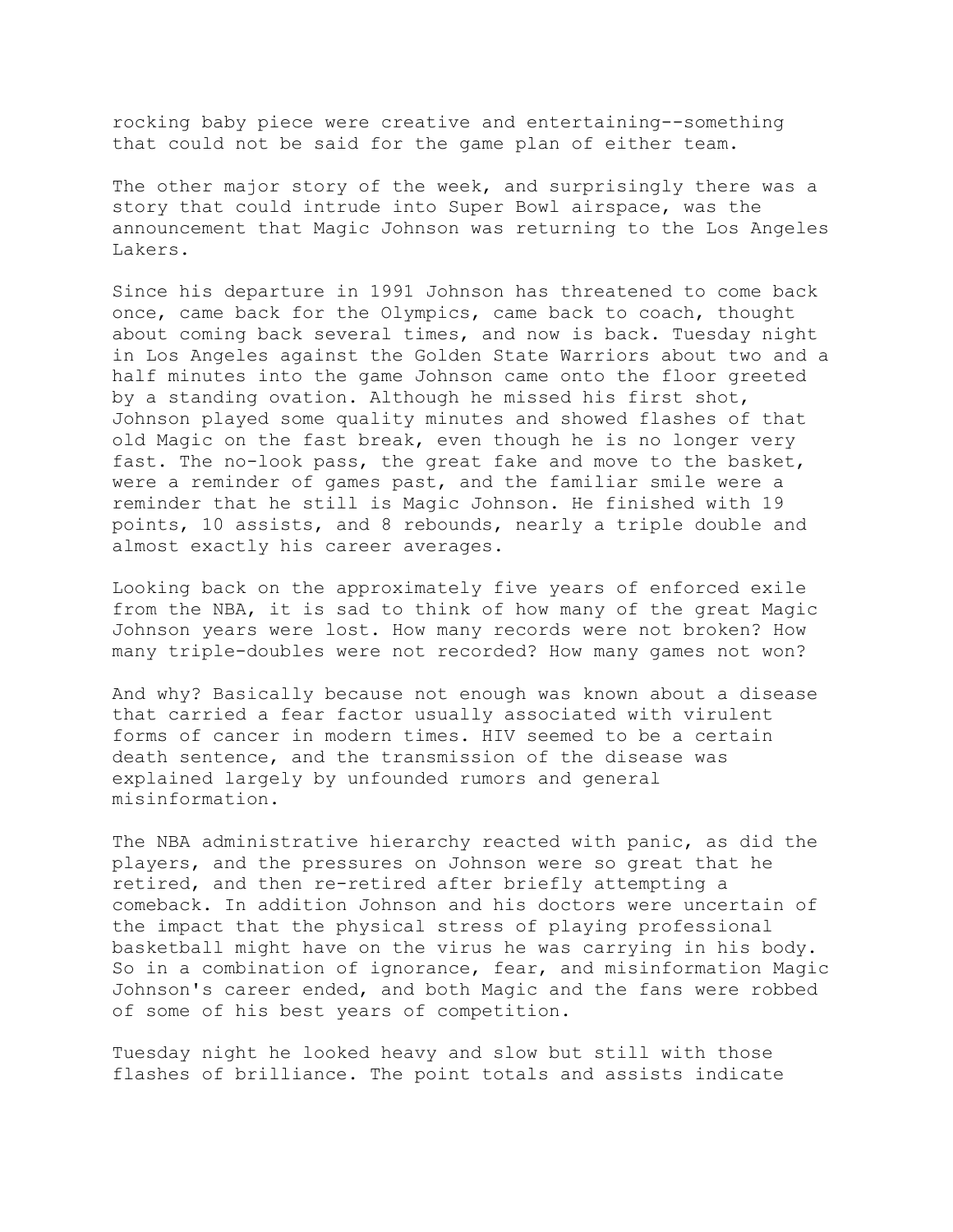rocking baby piece were creative and entertaining--something that could not be said for the game plan of either team.

The other major story of the week, and surprisingly there was a story that could intrude into Super Bowl airspace, was the announcement that Magic Johnson was returning to the Los Angeles Lakers.

Since his departure in 1991 Johnson has threatened to come back once, came back for the Olympics, came back to coach, thought about coming back several times, and now is back. Tuesday night in Los Angeles against the Golden State Warriors about two and a half minutes into the game Johnson came onto the floor greeted by a standing ovation. Although he missed his first shot, Johnson played some quality minutes and showed flashes of that old Magic on the fast break, even though he is no longer very fast. The no-look pass, the great fake and move to the basket, were a reminder of games past, and the familiar smile were a reminder that he still is Magic Johnson. He finished with 19 points, 10 assists, and 8 rebounds, nearly a triple double and almost exactly his career averages.

Looking back on the approximately five years of enforced exile from the NBA, it is sad to think of how many of the great Magic Johnson years were lost. How many records were not broken? How many triple-doubles were not recorded? How many games not won?

And why? Basically because not enough was known about a disease that carried a fear factor usually associated with virulent forms of cancer in modern times. HIV seemed to be a certain death sentence, and the transmission of the disease was explained largely by unfounded rumors and general misinformation.

The NBA administrative hierarchy reacted with panic, as did the players, and the pressures on Johnson were so great that he retired, and then re-retired after briefly attempting a comeback. In addition Johnson and his doctors were uncertain of the impact that the physical stress of playing professional basketball might have on the virus he was carrying in his body. So in a combination of ignorance, fear, and misinformation Magic Johnson's career ended, and both Magic and the fans were robbed of some of his best years of competition.

Tuesday night he looked heavy and slow but still with those flashes of brilliance. The point totals and assists indicate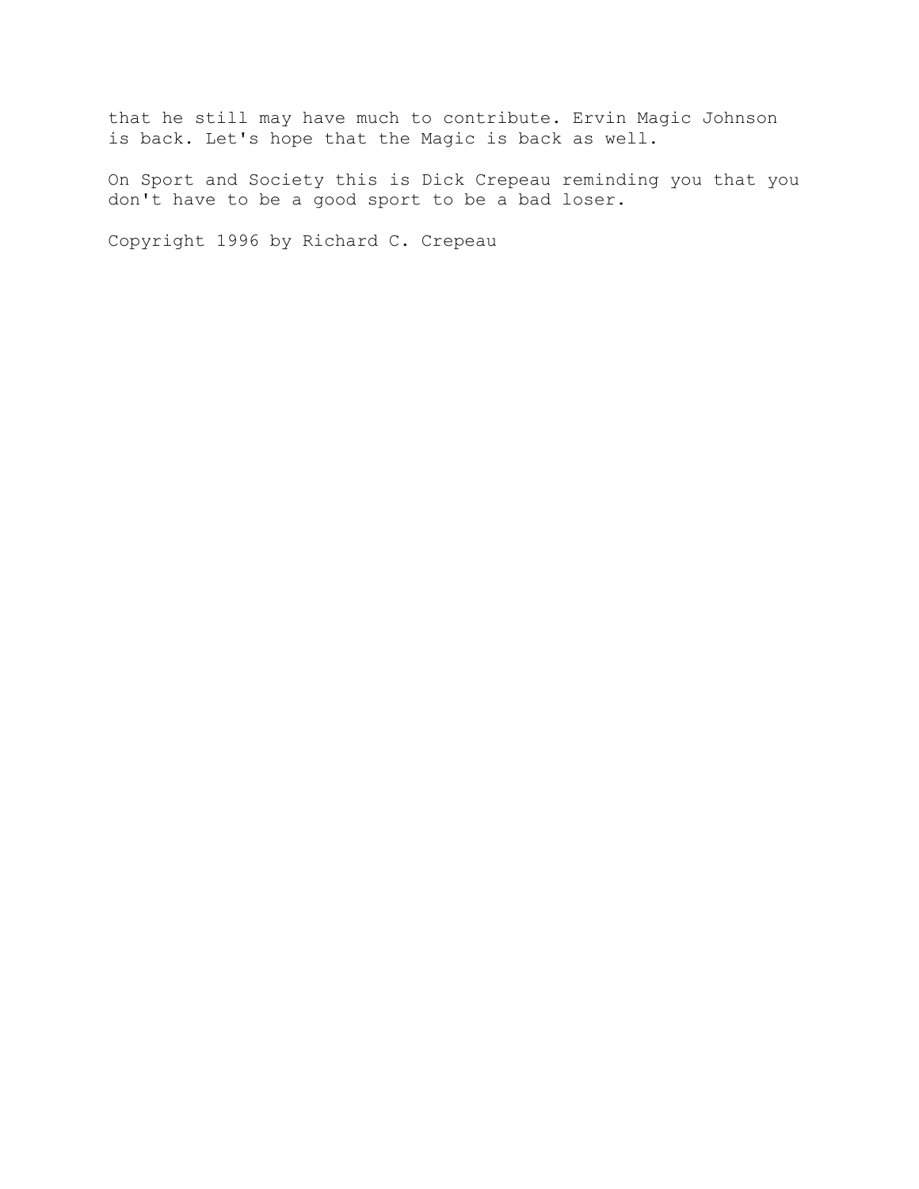that he still may have much to contribute. Ervin Magic Johnson is back. Let's hope that the Magic is back as well.

On Sport and Society this is Dick Crepeau reminding you that you don't have to be a good sport to be a bad loser.

Copyright 1996 by Richard C. Crepeau